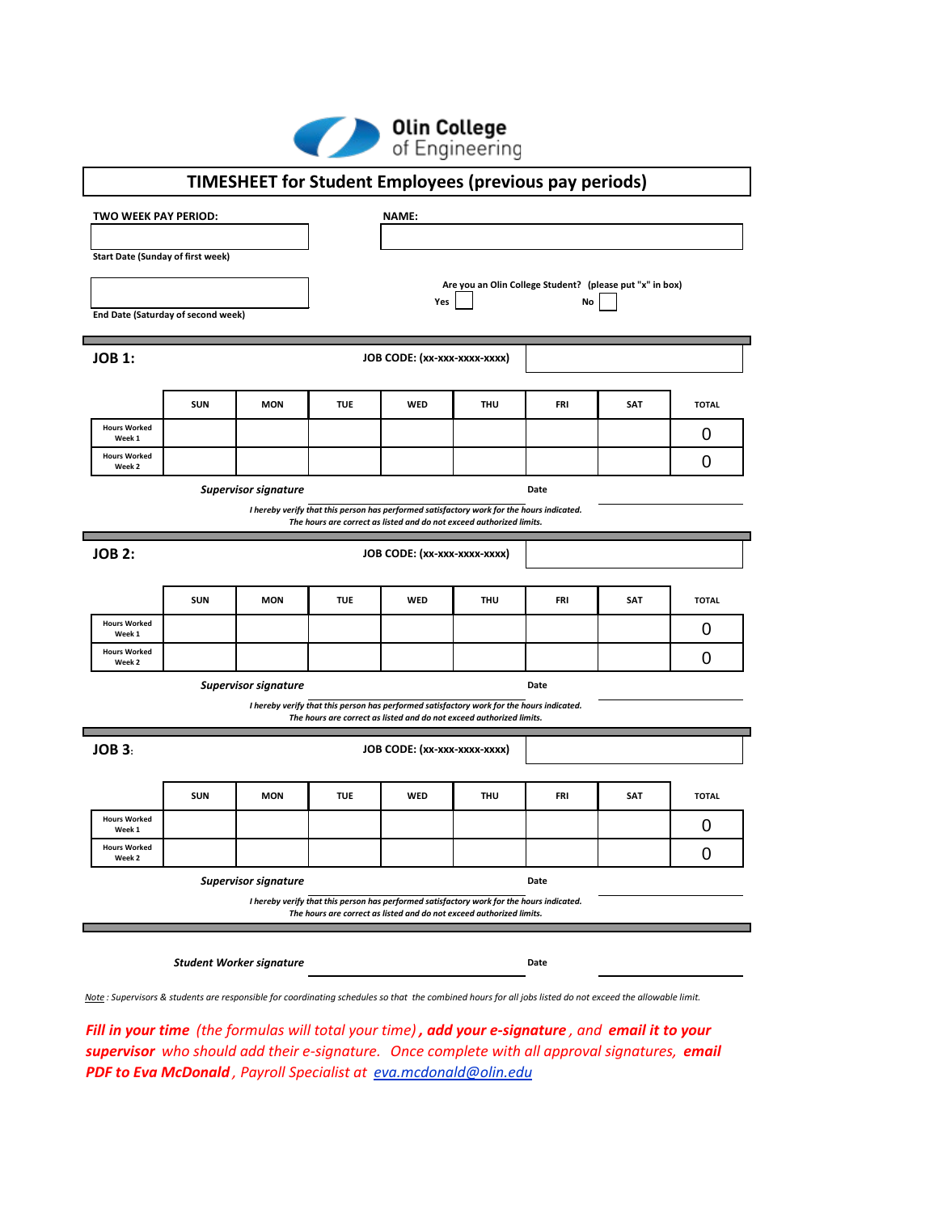Olin College of Engineering

# TIMESHEET for Student Employees (previous pay periods)

**TWO WEEK PAY PERIOD:**

**Start Date (Sunday of first week)**

**End Date (Saturday of second week)**

**NAME:**

**Are you an Olin College Student? (please put "x" in box)**

**Yes** ☐ **No** ☐

## JOB 1:

**JOB CODE: (xx-xxx-xxxx-xxxx)**

| | SUN | MON | TUE | WED | THU | FRI | SAT | TOTAL |
|---|---|---|---|---|---|---|---|---|
| Hours Worked Week 1 | | | | | | | | 0 |
| Hours Worked Week 2 | | | | | | | | 0 |

***Supervisor signature*** **Date**

*I hereby verify that this person has performed satisfactory work for the hours indicated. The hours are correct as listed and do not exceed authorized limits.*

## JOB 2:

**JOB CODE: (xx-xxx-xxxx-xxxx)**

| | SUN | MON | TUE | WED | THU | FRI | SAT | TOTAL |
|---|---|---|---|---|---|---|---|---|
| Hours Worked Week 1 | | | | | | | | 0 |
| Hours Worked Week 2 | | | | | | | | 0 |

***Supervisor signature*** **Date**

*I hereby verify that this person has performed satisfactory work for the hours indicated. The hours are correct as listed and do not exceed authorized limits.*

## JOB 3:

**JOB CODE: (xx-xxx-xxxx-xxxx)**

| | SUN | MON | TUE | WED | THU | FRI | SAT | TOTAL |
|---|---|---|---|---|---|---|---|---|
| Hours Worked Week 1 | | | | | | | | 0 |
| Hours Worked Week 2 | | | | | | | | 0 |

***Supervisor signature*** **Date**

*I hereby verify that this person has performed satisfactory work for the hours indicated. The hours are correct as listed and do not exceed authorized limits.*

***Student Worker signature*** **Date**

*Note : Supervisors & students are responsible for coordinating schedules so that the combined hours for all jobs listed do not exceed the allowable limit.*

***Fill in your time*** *(the formulas will total your time)* ***, add your e-signature*** *, and* ***email it to your supervisor*** *who should add their e-signature. Once complete with all approval signatures,* ***email PDF to Eva McDonald*** *, Payroll Specialist at* eva.mcdonald@olin.edu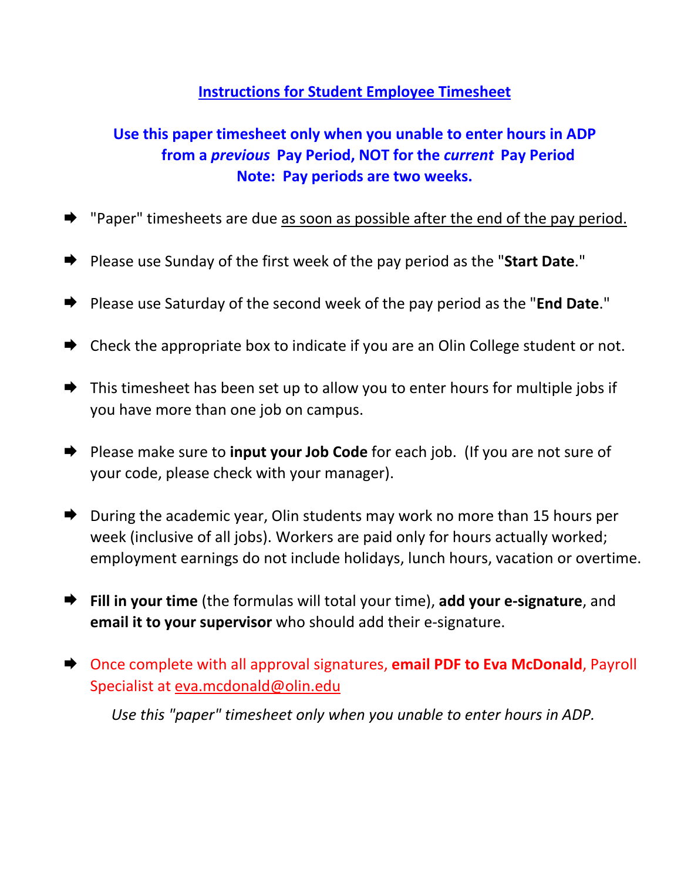## Instructions for Student Employee Timesheet

**Use this paper timesheet only when you unable to enter hours in ADP from a *previous* Pay Period, NOT for the *current* Pay Period**
**Note: Pay periods are two weeks.**

- "Paper" timesheets are due as soon as possible after the end of the pay period.
- Please use Sunday of the first week of the pay period as the "**Start Date**."
- Please use Saturday of the second week of the pay period as the "**End Date**."
- Check the appropriate box to indicate if you are an Olin College student or not.
- This timesheet has been set up to allow you to enter hours for multiple jobs if you have more than one job on campus.
- Please make sure to **input your Job Code** for each job. (If you are not sure of your code, please check with your manager).
- During the academic year, Olin students may work no more than 15 hours per week (inclusive of all jobs). Workers are paid only for hours actually worked; employment earnings do not include holidays, lunch hours, vacation or overtime.
- **Fill in your time** (the formulas will total your time), **add your e-signature**, and **email it to your supervisor** who should add their e-signature.
- Once complete with all approval signatures, **email PDF to Eva McDonald**, Payroll Specialist at eva.mcdonald@olin.edu

*Use this "paper" timesheet only when you unable to enter hours in ADP.*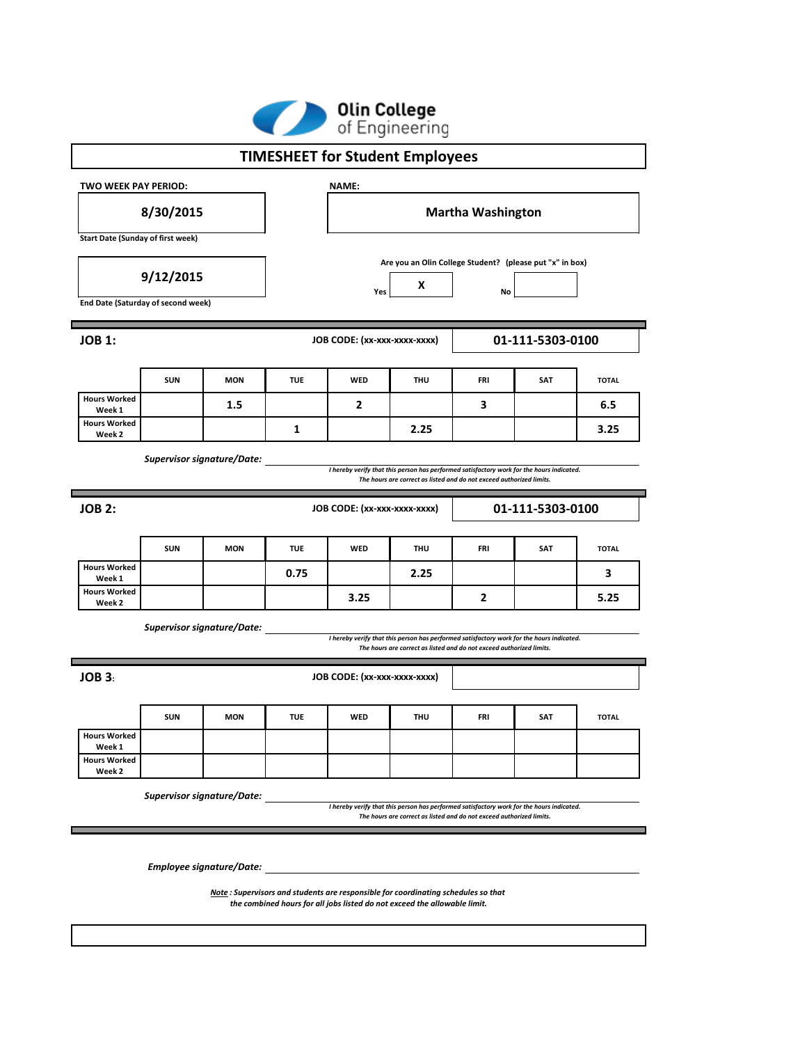Olin College of Engineering

# TIMESHEET for Student Employees

**TWO WEEK PAY PERIOD:**

**8/30/2015**

Start Date (Sunday of first week)

**9/12/2015**

End Date (Saturday of second week)

**NAME:**

**Martha Washington**

Are you an Olin College Student? (please put "x" in box)

Yes **X** No

## JOB 1:

JOB CODE: (xx-xxx-xxxx-xxxx) **01-111-5303-0100**

| | SUN | MON | TUE | WED | THU | FRI | SAT | TOTAL |
|---|---|---|---|---|---|---|---|---|
| Hours Worked Week 1 | | 1.5 | | 2 | | 3 | | 6.5 |
| Hours Worked Week 2 | | | 1 | | 2.25 | | | 3.25 |

*Supervisor signature/Date:* ______________________

*I hereby verify that this person has performed satisfactory work for the hours indicated. The hours are correct as listed and do not exceed authorized limits.*

## JOB 2:

JOB CODE: (xx-xxx-xxxx-xxxx) **01-111-5303-0100**

| | SUN | MON | TUE | WED | THU | FRI | SAT | TOTAL |
|---|---|---|---|---|---|---|---|---|
| Hours Worked Week 1 | | | 0.75 | | 2.25 | | | 3 |
| Hours Worked Week 2 | | | | 3.25 | | 2 | | 5.25 |

*Supervisor signature/Date:* ______________________

*I hereby verify that this person has performed satisfactory work for the hours indicated. The hours are correct as listed and do not exceed authorized limits.*

## JOB 3:

JOB CODE: (xx-xxx-xxxx-xxxx)

| | SUN | MON | TUE | WED | THU | FRI | SAT | TOTAL |
|---|---|---|---|---|---|---|---|---|
| Hours Worked Week 1 | | | | | | | | |
| Hours Worked Week 2 | | | | | | | | |

*Supervisor signature/Date:* ______________________

*I hereby verify that this person has performed satisfactory work for the hours indicated. The hours are correct as listed and do not exceed authorized limits.*

*Employee signature/Date:* ______________________

*Note : Supervisors and students are responsible for coordinating schedules so that the combined hours for all jobs listed do not exceed the allowable limit.*